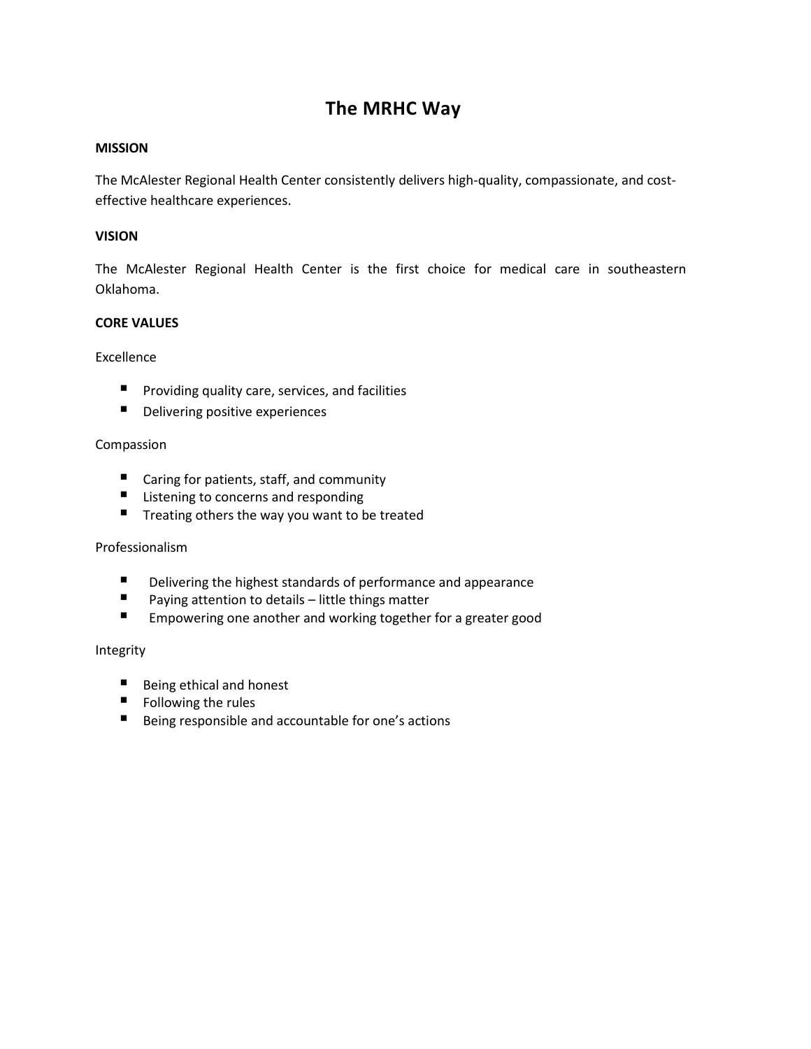# The MRHC Way

**MISSION**

The McAlester Regional Health Center consistently delivers high-quality, compassionate, and cost-effective healthcare experiences.

**VISION**

The McAlester Regional Health Center is the first choice for medical care in southeastern Oklahoma.

**CORE VALUES**

Excellence

- Providing quality care, services, and facilities
- Delivering positive experiences

Compassion

- Caring for patients, staff, and community
- Listening to concerns and responding
- Treating others the way you want to be treated

Professionalism

- Delivering the highest standards of performance and appearance
- Paying attention to details – little things matter
- Empowering one another and working together for a greater good

Integrity

- Being ethical and honest
- Following the rules
- Being responsible and accountable for one's actions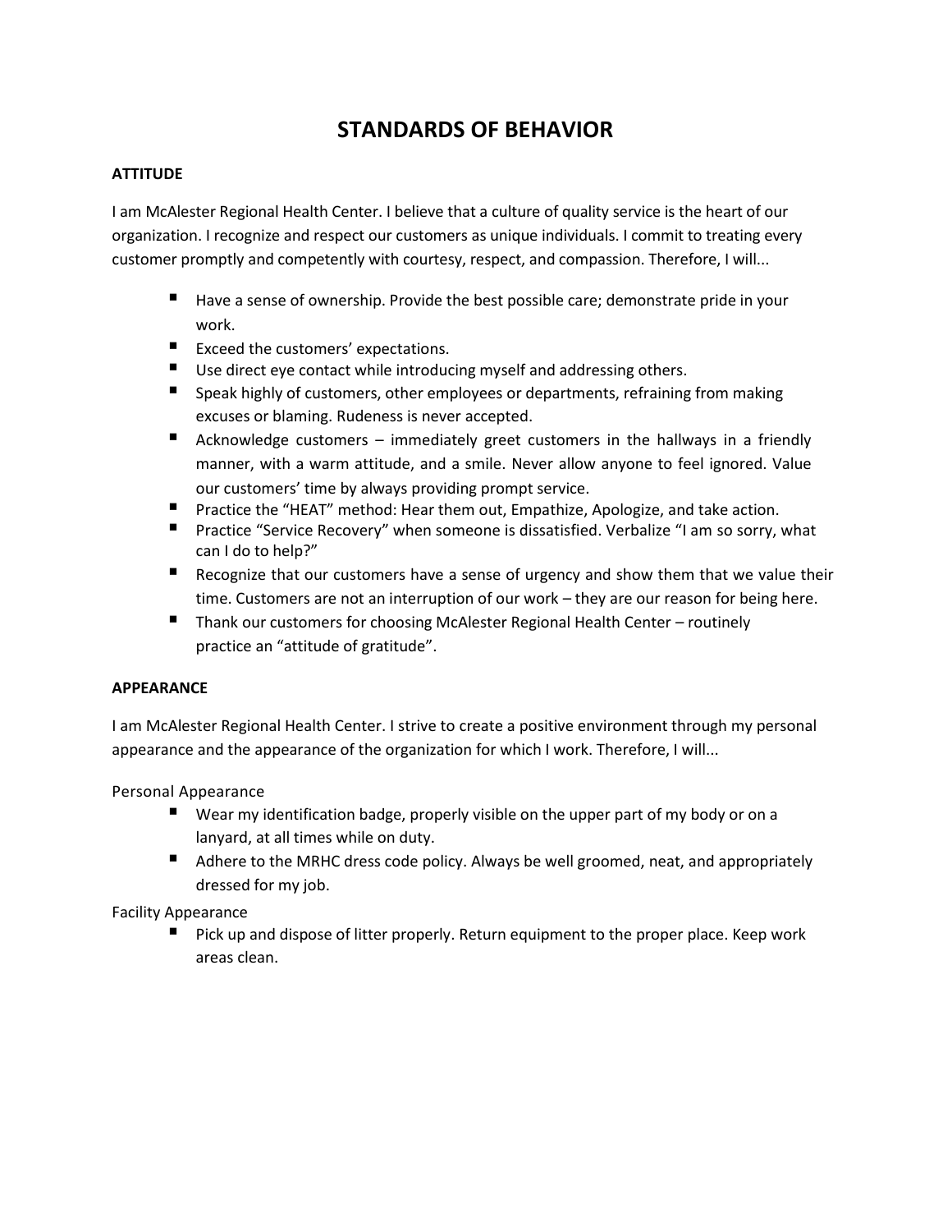# STANDARDS OF BEHAVIOR

## ATTITUDE

I am McAlester Regional Health Center. I believe that a culture of quality service is the heart of our organization. I recognize and respect our customers as unique individuals. I commit to treating every customer promptly and competently with courtesy, respect, and compassion. Therefore, I will...

- Have a sense of ownership. Provide the best possible care; demonstrate pride in your work.
- Exceed the customers' expectations.
- Use direct eye contact while introducing myself and addressing others.
- Speak highly of customers, other employees or departments, refraining from making excuses or blaming. Rudeness is never accepted.
- Acknowledge customers – immediately greet customers in the hallways in a friendly manner, with a warm attitude, and a smile. Never allow anyone to feel ignored. Value our customers' time by always providing prompt service.
- Practice the "HEAT" method: Hear them out, Empathize, Apologize, and take action.
- Practice "Service Recovery" when someone is dissatisfied. Verbalize "I am so sorry, what can I do to help?"
- Recognize that our customers have a sense of urgency and show them that we value their time. Customers are not an interruption of our work – they are our reason for being here.
- Thank our customers for choosing McAlester Regional Health Center – routinely practice an "attitude of gratitude".

## APPEARANCE

I am McAlester Regional Health Center. I strive to create a positive environment through my personal appearance and the appearance of the organization for which I work. Therefore, I will...

Personal Appearance

- Wear my identification badge, properly visible on the upper part of my body or on a lanyard, at all times while on duty.
- Adhere to the MRHC dress code policy. Always be well groomed, neat, and appropriately dressed for my job.

Facility Appearance

- Pick up and dispose of litter properly. Return equipment to the proper place. Keep work areas clean.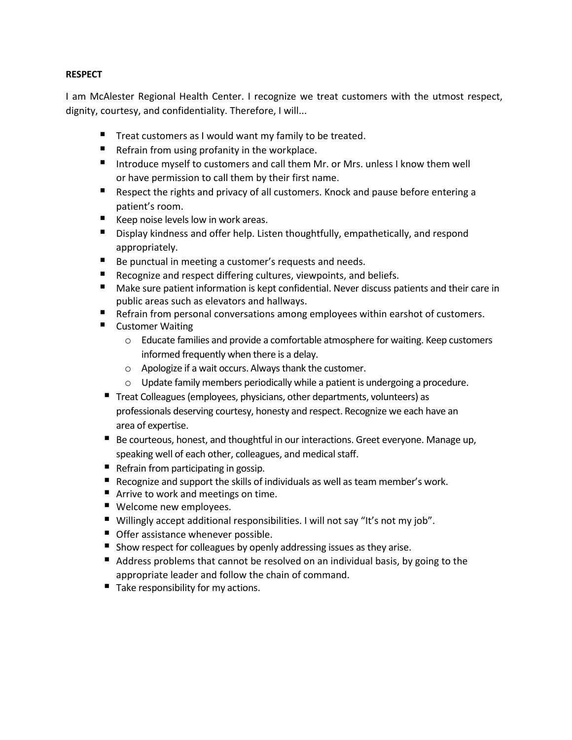**RESPECT**

I am McAlester Regional Health Center. I recognize we treat customers with the utmost respect, dignity, courtesy, and confidentiality. Therefore, I will...

- Treat customers as I would want my family to be treated.
- Refrain from using profanity in the workplace.
- Introduce myself to customers and call them Mr. or Mrs. unless I know them well or have permission to call them by their first name.
- Respect the rights and privacy of all customers. Knock and pause before entering a patient's room.
- Keep noise levels low in work areas.
- Display kindness and offer help. Listen thoughtfully, empathetically, and respond appropriately.
- Be punctual in meeting a customer's requests and needs.
- Recognize and respect differing cultures, viewpoints, and beliefs.
- Make sure patient information is kept confidential. Never discuss patients and their care in public areas such as elevators and hallways.
- Refrain from personal conversations among employees within earshot of customers.
- Customer Waiting
  - Educate families and provide a comfortable atmosphere for waiting. Keep customers informed frequently when there is a delay.
  - Apologize if a wait occurs. Always thank the customer.
  - Update family members periodically while a patient is undergoing a procedure.
- Treat Colleagues (employees, physicians, other departments, volunteers) as professionals deserving courtesy, honesty and respect. Recognize we each have an area of expertise.
- Be courteous, honest, and thoughtful in our interactions. Greet everyone. Manage up, speaking well of each other, colleagues, and medical staff.
- Refrain from participating in gossip.
- Recognize and support the skills of individuals as well as team member's work.
- Arrive to work and meetings on time.
- Welcome new employees.
- Willingly accept additional responsibilities. I will not say "It's not my job".
- Offer assistance whenever possible.
- Show respect for colleagues by openly addressing issues as they arise.
- Address problems that cannot be resolved on an individual basis, by going to the appropriate leader and follow the chain of command.
- Take responsibility for my actions.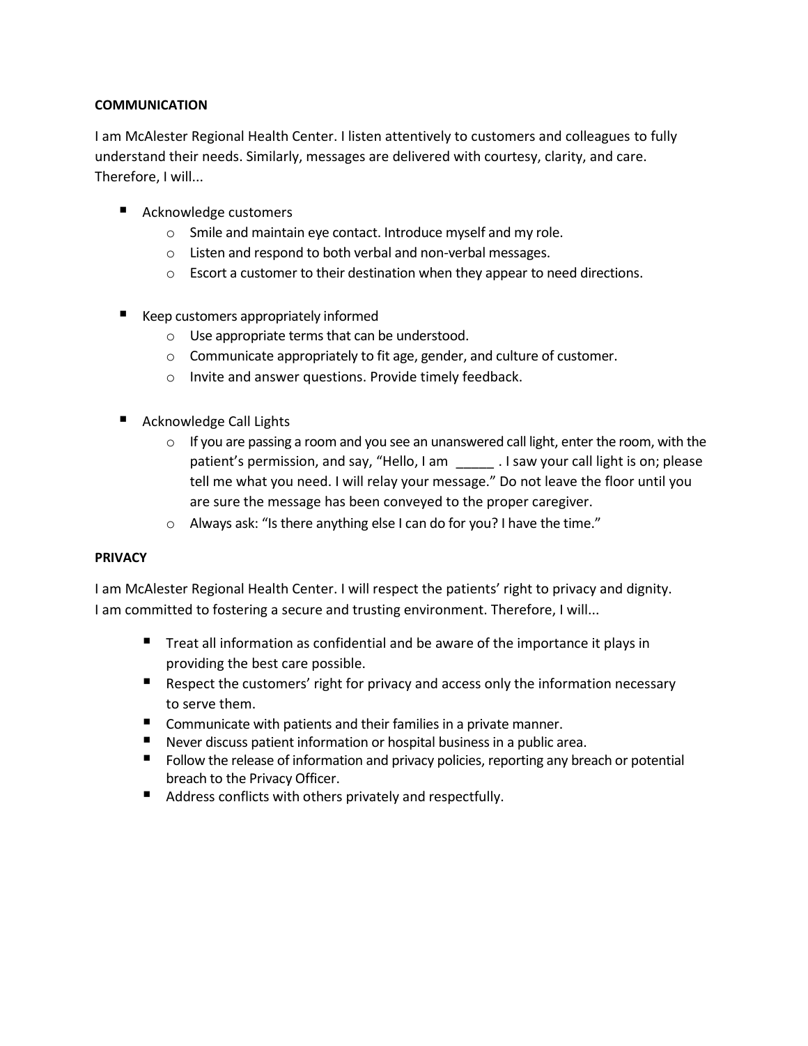**COMMUNICATION**

I am McAlester Regional Health Center. I listen attentively to customers and colleagues to fully understand their needs. Similarly, messages are delivered with courtesy, clarity, and care. Therefore, I will...

- Acknowledge customers
  - Smile and maintain eye contact. Introduce myself and my role.
  - Listen and respond to both verbal and non-verbal messages.
  - Escort a customer to their destination when they appear to need directions.

- Keep customers appropriately informed
  - Use appropriate terms that can be understood.
  - Communicate appropriately to fit age, gender, and culture of customer.
  - Invite and answer questions. Provide timely feedback.

- Acknowledge Call Lights
  - If you are passing a room and you see an unanswered call light, enter the room, with the patient's permission, and say, "Hello, I am _____ . I saw your call light is on; please tell me what you need. I will relay your message." Do not leave the floor until you are sure the message has been conveyed to the proper caregiver.
  - Always ask: "Is there anything else I can do for you? I have the time."

**PRIVACY**

I am McAlester Regional Health Center. I will respect the patients' right to privacy and dignity. I am committed to fostering a secure and trusting environment. Therefore, I will...

- Treat all information as confidential and be aware of the importance it plays in providing the best care possible.
- Respect the customers' right for privacy and access only the information necessary to serve them.
- Communicate with patients and their families in a private manner.
- Never discuss patient information or hospital business in a public area.
- Follow the release of information and privacy policies, reporting any breach or potential breach to the Privacy Officer.
- Address conflicts with others privately and respectfully.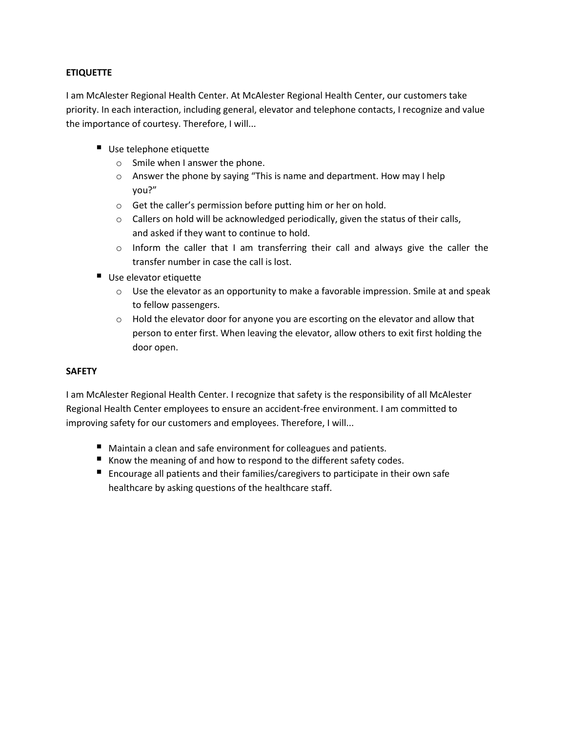**ETIQUETTE**

I am McAlester Regional Health Center. At McAlester Regional Health Center, our customers take priority. In each interaction, including general, elevator and telephone contacts, I recognize and value the importance of courtesy. Therefore, I will...

- Use telephone etiquette
  - Smile when I answer the phone.
  - Answer the phone by saying "This is name and department. How may I help you?"
  - Get the caller's permission before putting him or her on hold.
  - Callers on hold will be acknowledged periodically, given the status of their calls, and asked if they want to continue to hold.
  - Inform the caller that I am transferring their call and always give the caller the transfer number in case the call is lost.
- Use elevator etiquette
  - Use the elevator as an opportunity to make a favorable impression. Smile at and speak to fellow passengers.
  - Hold the elevator door for anyone you are escorting on the elevator and allow that person to enter first. When leaving the elevator, allow others to exit first holding the door open.

**SAFETY**

I am McAlester Regional Health Center. I recognize that safety is the responsibility of all McAlester Regional Health Center employees to ensure an accident-free environment. I am committed to improving safety for our customers and employees. Therefore, I will...

- Maintain a clean and safe environment for colleagues and patients.
- Know the meaning of and how to respond to the different safety codes.
- Encourage all patients and their families/caregivers to participate in their own safe healthcare by asking questions of the healthcare staff.